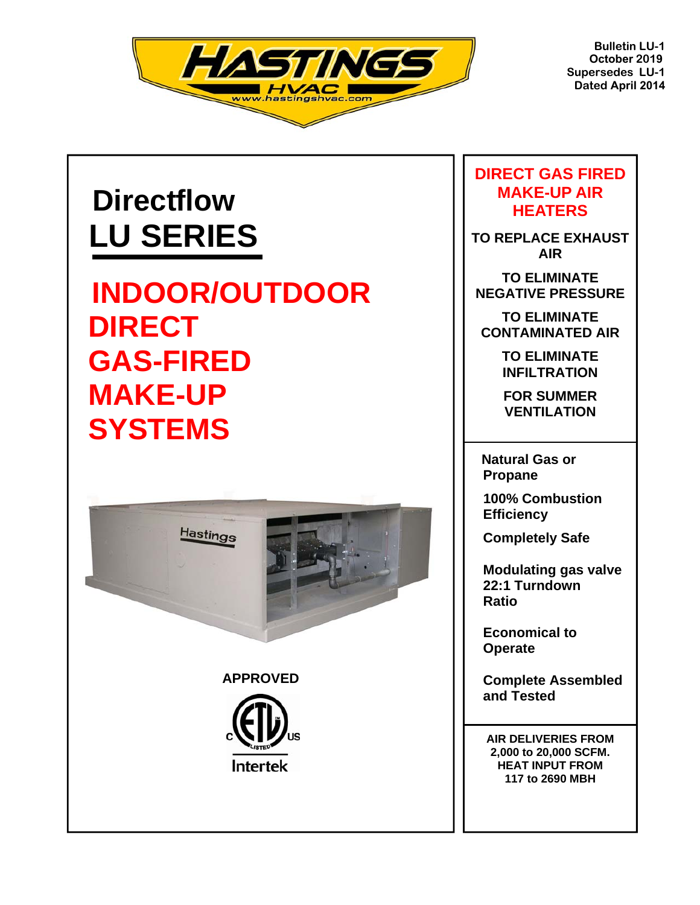HASTINGS HVAC
www.hastingshvac.com

**Bulletin LU-1**
**October 2019**
**Supersedes LU-1**
**Dated April 2014**

# Directflow
# LU SERIES

## INDOOR/OUTDOOR DIRECT GAS-FIRED MAKE-UP SYSTEMS

**APPROVED**

ETL LISTED C US Intertek

## DIRECT GAS FIRED MAKE-UP AIR HEATERS

**TO REPLACE EXHAUST AIR**

**TO ELIMINATE NEGATIVE PRESSURE**

**TO ELIMINATE CONTAMINATED AIR**

**TO ELIMINATE INFILTRATION**

**FOR SUMMER VENTILATION**

**Natural Gas or Propane**

**100% Combustion Efficiency**

**Completely Safe**

**Modulating gas valve 22:1 Turndown Ratio**

**Economical to Operate**

**Complete Assembled and Tested**

**AIR DELIVERIES FROM 2,000 to 20,000 SCFM. HEAT INPUT FROM 117 to 2690 MBH**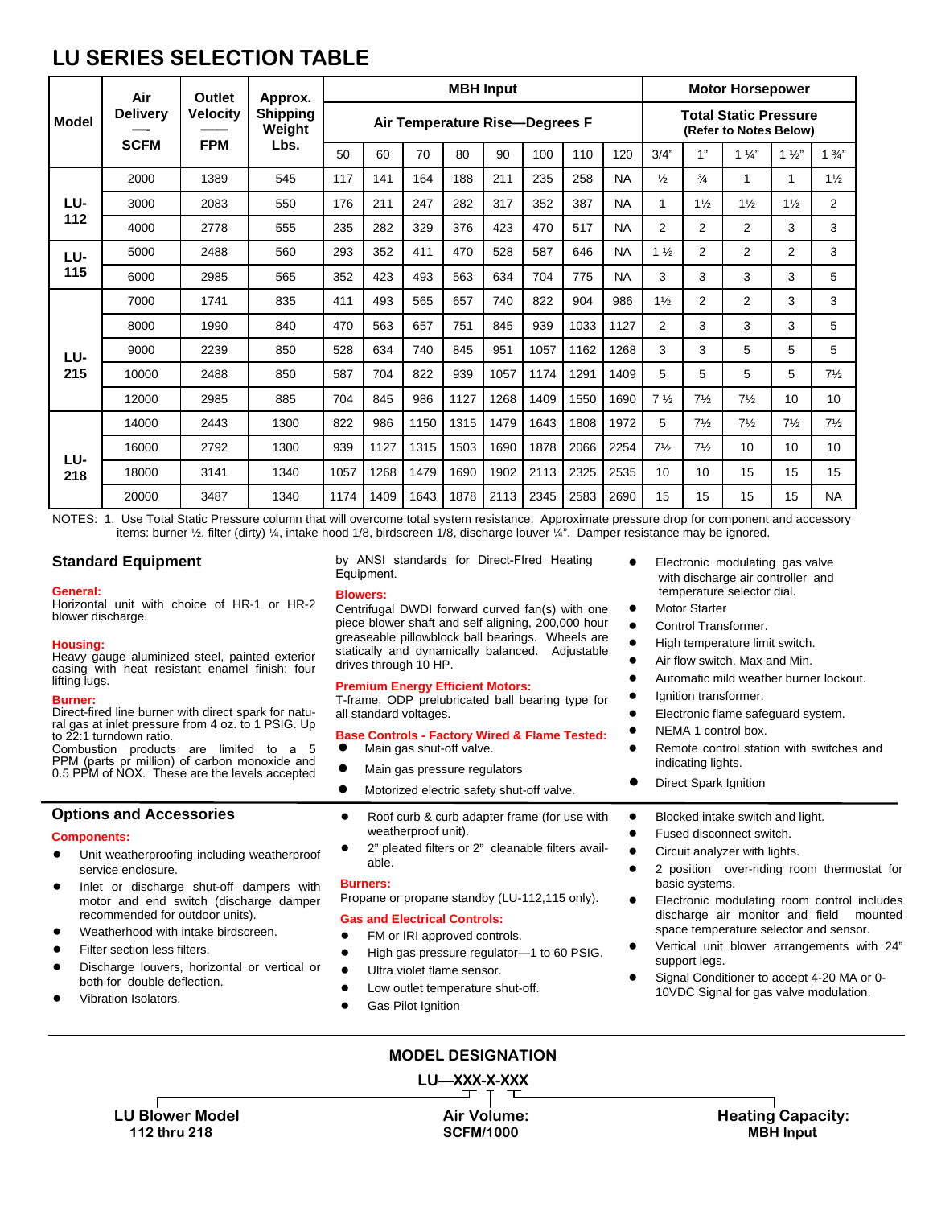# LU SERIES SELECTION TABLE

| Model | Air Delivery —— SCFM | Outlet Velocity —— FPM | Approx. Shipping Weight Lbs. | MBH Input | | | | | | | | Motor Horsepower | | | | |
|---|---|---|---|---|---|---|---|---|---|---|---|---|---|---|---|---|
| | | | | Air Temperature Rise—Degrees F | | | | | | | | Total Static Pressure (Refer to Notes Below) | | | | |
| | | | | 50 | 60 | 70 | 80 | 90 | 100 | 110 | 120 | 3/4" | 1" | 1 ¼" | 1 ½" | 1 ¾" |
| LU-112 | 2000 | 1389 | 545 | 117 | 141 | 164 | 188 | 211 | 235 | 258 | NA | ½ | ¾ | 1 | 1 | 1½ |
| | 3000 | 2083 | 550 | 176 | 211 | 247 | 282 | 317 | 352 | 387 | NA | 1 | 1½ | 1½ | 1½ | 2 |
| | 4000 | 2778 | 555 | 235 | 282 | 329 | 376 | 423 | 470 | 517 | NA | 2 | 2 | 2 | 3 | 3 |
| LU-115 | 5000 | 2488 | 560 | 293 | 352 | 411 | 470 | 528 | 587 | 646 | NA | 1 ½ | 2 | 2 | 2 | 3 |
| | 6000 | 2985 | 565 | 352 | 423 | 493 | 563 | 634 | 704 | 775 | NA | 3 | 3 | 3 | 3 | 5 |
| LU-215 | 7000 | 1741 | 835 | 411 | 493 | 565 | 657 | 740 | 822 | 904 | 986 | 1½ | 2 | 2 | 3 | 3 |
| | 8000 | 1990 | 840 | 470 | 563 | 657 | 751 | 845 | 939 | 1033 | 1127 | 2 | 3 | 3 | 3 | 5 |
| | 9000 | 2239 | 850 | 528 | 634 | 740 | 845 | 951 | 1057 | 1162 | 1268 | 3 | 3 | 5 | 5 | 5 |
| | 10000 | 2488 | 850 | 587 | 704 | 822 | 939 | 1057 | 1174 | 1291 | 1409 | 5 | 5 | 5 | 5 | 7½ |
| | 12000 | 2985 | 885 | 704 | 845 | 986 | 1127 | 1268 | 1409 | 1550 | 1690 | 7 ½ | 7½ | 7½ | 10 | 10 |
| LU-218 | 14000 | 2443 | 1300 | 822 | 986 | 1150 | 1315 | 1479 | 1643 | 1808 | 1972 | 5 | 7½ | 7½ | 7½ | 7½ |
| | 16000 | 2792 | 1300 | 939 | 1127 | 1315 | 1503 | 1690 | 1878 | 2066 | 2254 | 7½ | 7½ | 10 | 10 | 10 |
| | 18000 | 3141 | 1340 | 1057 | 1268 | 1479 | 1690 | 1902 | 2113 | 2325 | 2535 | 10 | 10 | 15 | 15 | 15 |
| | 20000 | 3487 | 1340 | 1174 | 1409 | 1643 | 1878 | 2113 | 2345 | 2583 | 2690 | 15 | 15 | 15 | 15 | NA |

NOTES: 1. Use Total Static Pressure column that will overcome total system resistance. Approximate pressure drop for component and accessory items: burner ½, filter (dirty) ¼, intake hood 1/8, birdscreen 1/8, discharge louver ¼". Damper resistance may be ignored.

## Standard Equipment

**General:**
Horizontal unit with choice of HR-1 or HR-2 blower discharge.

**Housing:**
Heavy gauge aluminized steel, painted exterior casing with heat resistant enamel finish; four lifting lugs.

**Burner:**
Direct-fired line burner with direct spark for natural gas at inlet pressure from 4 oz. to 1 PSIG. Up to 22:1 turndown ratio.
Combustion products are limited to a 5 PPM (parts pr million) of carbon monoxide and 0.5 PPM of NOX. These are the levels accepted by ANSI standards for Direct-FIred Heating Equipment.

**Blowers:**
Centrifugal DWDI forward curved fan(s) with one piece blower shaft and self aligning, 200,000 hour greaseable pillowblock ball bearings. Wheels are statically and dynamically balanced. Adjustable drives through 10 HP.

**Premium Energy Efficient Motors:**
T-frame, ODP prelubricated ball bearing type for all standard voltages.

**Base Controls - Factory Wired & Flame Tested:**

- Main gas shut-off valve.
- Main gas pressure regulators
- Motorized electric safety shut-off valve.
- Electronic modulating gas valve with discharge air controller and temperature selector dial.
- Motor Starter
- Control Transformer.
- High temperature limit switch.
- Air flow switch. Max and Min.
- Automatic mild weather burner lockout.
- Ignition transformer.
- Electronic flame safeguard system.
- NEMA 1 control box.
- Remote control station with switches and indicating lights.
- Direct Spark Ignition

## Options and Accessories

**Components:**

- Unit weatherproofing including weatherproof service enclosure.
- Inlet or discharge shut-off dampers with motor and end switch (discharge damper recommended for outdoor units).
- Weatherhood with intake birdscreen.
- Filter section less filters.
- Discharge louvers, horizontal or vertical or both for double deflection.
- Vibration Isolators.
- Roof curb & curb adapter frame (for use with weatherproof unit).
- 2" pleated filters or 2" cleanable filters available.

**Burners:**
Propane or propane standby (LU-112,115 only).

**Gas and Electrical Controls:**

- FM or IRI approved controls.
- High gas pressure regulator—1 to 60 PSIG.
- Ultra violet flame sensor.
- Low outlet temperature shut-off.
- Gas Pilot Ignition
- Blocked intake switch and light.
- Fused disconnect switch.
- Circuit analyzer with lights.
- 2 position over-riding room thermostat for basic systems.
- Electronic modulating room control includes discharge air monitor and field mounted space temperature selector and sensor.
- Vertical unit blower arrangements with 24" support legs.
- Signal Conditioner to accept 4-20 MA or 0-10VDC Signal for gas valve modulation.

## MODEL DESIGNATION

**LU—XXX-X-XXX**

- **LU Blower Model:** 112 thru 218
- **Air Volume:** SCFM/1000
- **Heating Capacity:** MBH Input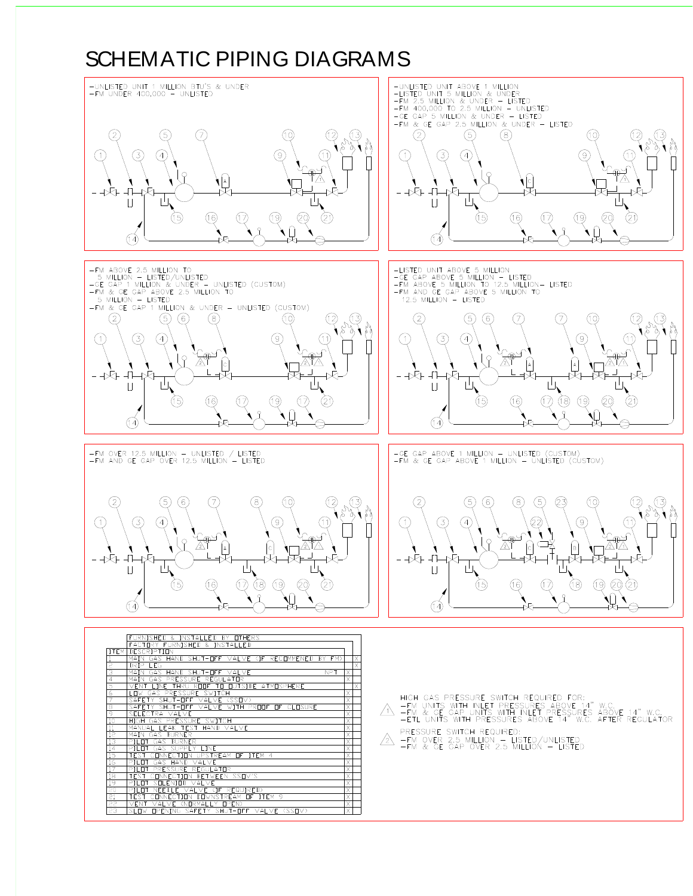# SCHEMATIC PIPING DIAGRAMS

-UNLISTED UNIT 1 MILLION BTU'S & UNDER
-FM UNDER 400,000 – UNLISTED

-UNLISTED UNIT ABOVE 1 MILLION
-LISTED UNIT 5 MILLION & UNDER
-FM 2.5 MILLION & UNDER – LISTED
-FM 400,000 TO 2.5 MILLION – UNLISTED
-GE GAP 5 MILLION & UNDER – LISTED
-FM & GE GAP 2.5 MILLION & UNDER – LISTED

-FM ABOVE 2.5 MILLION TO 5 MILLION – LISTED/UNLISTED
-GE GAP 1 MILLION & UNDER – UNLISTED (CUSTOM)
-FM & GE GAP ABOVE 2.5 MILLION TO 5 MILLION – LISTED
-FM & GE GAP 1 MILLION & UNDER – UNLISTED (CUSTOM)

-LISTED UNIT ABOVE 5 MILLION
-GE GAP ABOVE 5 MILLION – LISTED
-FM ABOVE 5 MILLION TO 12.5 MILLION– LISTED
-FM AND GE GAP ABOVE 5 MILLION TO 12.5 MILLION – LISTED

-FM OVER 12.5 MILLION – UNLISTED / LISTED
-FM AND GE GAP OVER 12.5 MILLION – LISTED

-GE GAP ABOVE 1 MILLION – UNLISTED (CUSTOM)
-FM & GE GAP ABOVE 1 MILLION – UNLISTED (CUSTOM)

| ITEM | DESCRIPTION | | FACTORY FURNISHED & INSTALLED | FURNISHED & INSTALLED BY OTHERS |
|---|---|---|---|---|
| 1 | MAIN GAS HAND SHUT-OFF VALVE (IF RECOMMENDED BY FM) | | | X |
| 2 | DRIP LEG | | | X |
| 3 | MAIN GAS HAND SHUT-OFF VALVE | NPT | X | |
| 4 | MAIN GAS PRESSURE REGULATOR | | X | |
| 5 | VENT LINE THRU ROOF TO OUTSIDE ATMOSPHERE | | | X |
| 6 | LOW GAS PRESSURE SWITCH | | X | |
| 7 | SAFETY SHUT-OFF VALVE (SSOV) | | X | |
| 8 | SAFETY SHUT-OFF VALVE WITH PROOF OF CLOSURE | | X | |
| 9 | SELECTRA VALVE | | X | |
| 10 | HIGH GAS PRESSURE SWITCH | | X | |
| 11 | MANUAL LEAK TEST HAND VALVE | | X | |
| 12 | MAIN GAS BURNER | | X | |
| 13 | PILOT GAS BURNER | | X | |
| 14 | PILOT GAS SUPPLY LINE | | X | |
| 15 | TEST CONNECTION UPSTREAM OF ITEM 4 | | X | |
| 16 | PILOT GAS HAND VALVE | | X | |
| 17 | PILOT PRESSURE REGULATOR | | X | |
| 18 | TEST CONNECTION BETWEEN SSOV'S | | X | |
| 19 | PILOT SOLENOID VALVE | | X | |
| 20 | PILOT NEEDLE VALVE (IF REQUIRED) | | X | |
| 21 | TEST CONNECTION DOWNSTREAM OF ITEM 9 | | X | |
| 22 | VENT VALVE (NORMALLY OPEN) | | X | |
| 23 | SLOW OPENING SAFETY SHUT-OFF VALVE (SSOV) | | X | |

1. HIGH GAS PRESSURE SWITCH REQUIRED FOR:
   - -FM UNITS WITH INLET PRESSURES ABOVE 14" W.C.
   - -FM & GE GAP UNITS WITH INLET PRESSURES ABOVE 14" W.C.
   - -ETL UNITS WITH PRESSURES ABOVE 14" W.C. AFTER REGULATOR

2. PRESSURE SWITCH REQUIRED:
   - -FM OVER 2.5 MILLION – LISTED/UNLISTED
   - -FM & GE GAP OVER 2.5 MILLION – LISTED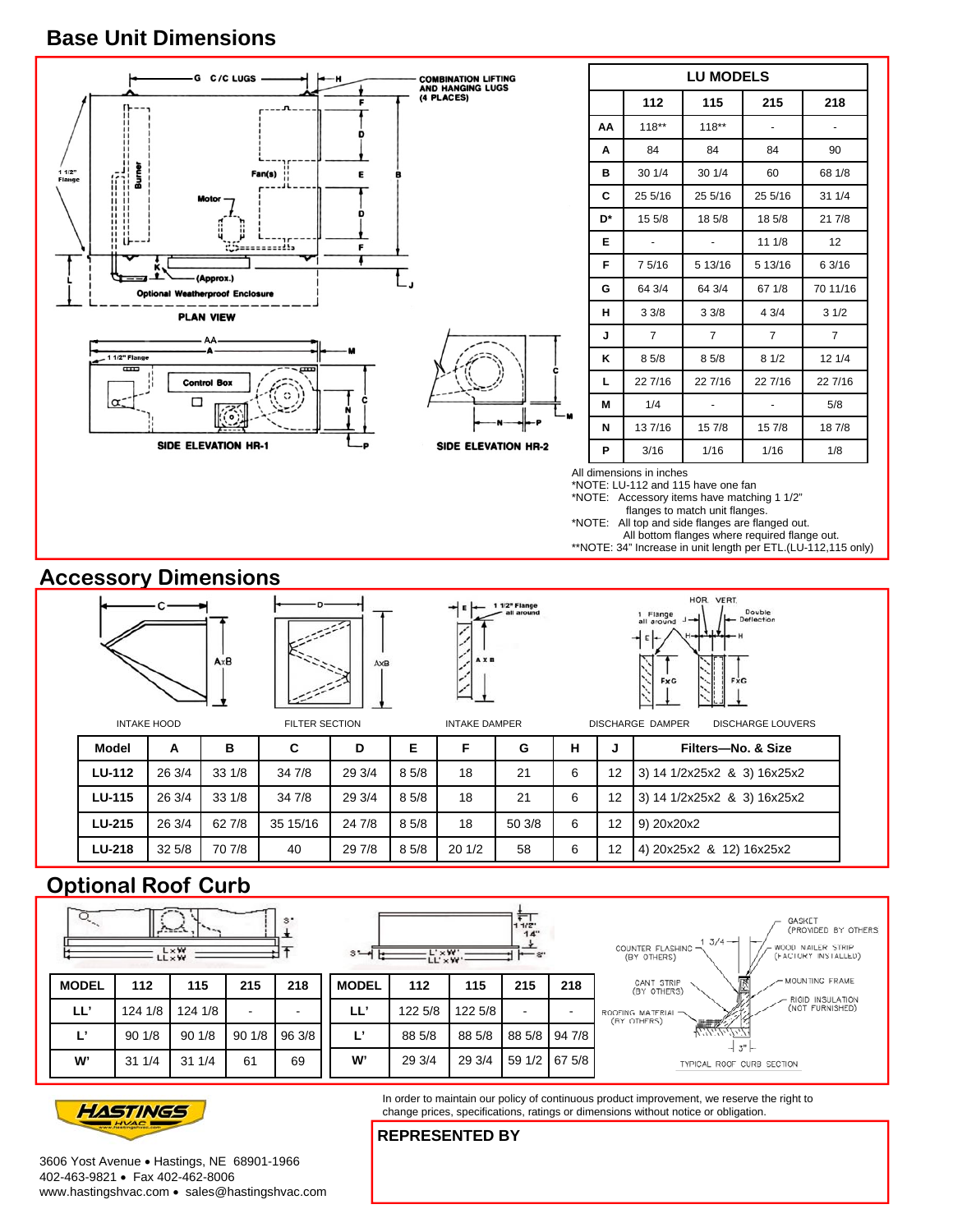## Base Unit Dimensions

G C/C LUGS

H

COMBINATION LIFTING AND HANGING LUGS (4 PLACES)

1 1/2" Flange

Burner

Fan(s)

Motor

K

(Approx.)

Optional Weatherproof Enclosure

PLAN VIEW

AA

A

M

1 1/2" Flange

Control Box

N

C

P

SIDE ELEVATION HR-1

SIDE ELEVATION HR-2

| | LU MODELS | | | |
|---|---|---|---|---|
| | 112 | 115 | 215 | 218 |
| AA | 118** | 118** | - | - |
| A | 84 | 84 | 84 | 90 |
| B | 30 1/4 | 30 1/4 | 60 | 68 1/8 |
| C | 25 5/16 | 25 5/16 | 25 5/16 | 31 1/4 |
| D* | 15 5/8 | 18 5/8 | 18 5/8 | 21 7/8 |
| E | - | - | 11 1/8 | 12 |
| F | 7 5/16 | 5 13/16 | 5 13/16 | 6 3/16 |
| G | 64 3/4 | 64 3/4 | 67 1/8 | 70 11/16 |
| H | 3 3/8 | 3 3/8 | 4 3/4 | 3 1/2 |
| J | 7 | 7 | 7 | 7 |
| K | 8 5/8 | 8 5/8 | 8 1/2 | 12 1/4 |
| L | 22 7/16 | 22 7/16 | 22 7/16 | 22 7/16 |
| M | 1/4 | - | - | 5/8 |
| N | 13 7/16 | 15 7/8 | 15 7/8 | 18 7/8 |
| P | 3/16 | 1/16 | 1/16 | 1/8 |

All dimensions in inches

*NOTE: LU-112 and 115 have one fan

*NOTE: Accessory items have matching 1 1/2" flanges to match unit flanges.

*NOTE: All top and side flanges are flanged out. All bottom flanges where required flange out.

**NOTE: 34" Increase in unit length per ETL.(LU-112,115 only)

## Accessory Dimensions

INTAKE HOOD

FILTER SECTION

INTAKE DAMPER

DISCHARGE DAMPER

DISCHARGE LOUVERS

1 1/2" Flange all around

HOR. VERT.

Double Deflection

| Model | A | B | C | D | E | F | G | H | J | Filters—No. & Size |
|---|---|---|---|---|---|---|---|---|---|---|
| LU-112 | 26 3/4 | 33 1/8 | 34 7/8 | 29 3/4 | 8 5/8 | 18 | 21 | 6 | 12 | 3) 14 1/2x25x2 & 3) 16x25x2 |
| LU-115 | 26 3/4 | 33 1/8 | 34 7/8 | 29 3/4 | 8 5/8 | 18 | 21 | 6 | 12 | 3) 14 1/2x25x2 & 3) 16x25x2 |
| LU-215 | 26 3/4 | 62 7/8 | 35 15/16 | 24 7/8 | 8 5/8 | 18 | 50 3/8 | 6 | 12 | 9) 20x20x2 |
| LU-218 | 32 5/8 | 70 7/8 | 40 | 29 7/8 | 8 5/8 | 20 1/2 | 58 | 6 | 12 | 4) 20x25x2 & 12) 16x25x2 |

## Optional Roof Curb

| MODEL | 112 | 115 | 215 | 218 |
|---|---|---|---|---|
| LL' | 124 1/8 | 124 1/8 | - | - |
| L' | 90 1/8 | 90 1/8 | 90 1/8 | 96 3/8 |
| W' | 31 1/4 | 31 1/4 | 61 | 69 |

| MODEL | 112 | 115 | 215 | 218 |
|---|---|---|---|---|
| LL' | 122 5/8 | 122 5/8 | - | - |
| L' | 88 5/8 | 88 5/8 | 88 5/8 | 94 7/8 |
| W' | 29 3/4 | 29 3/4 | 59 1/2 | 67 5/8 |

GASKET (PROVIDED BY OTHERS)

COUNTER FLASHING (BY OTHERS)

WOOD NAILER STRIP (FACTORY INSTALLED)

CANT STRIP (BY OTHERS)

MOUNTING FRAME

RIGID INSULATION (NOT FURNISHED)

ROOFING MATERIAL (BY OTHERS)

TYPICAL ROOF CURB SECTION

HASTINGS HVAC

3606 Yost Avenue • Hastings, NE 68901-1966
402-463-9821 • Fax 402-462-8006
www.hastingshvac.com • sales@hastingshvac.com

In order to maintain our policy of continuous product improvement, we reserve the right to change prices, specifications, ratings or dimensions without notice or obligation.

**REPRESENTED BY**